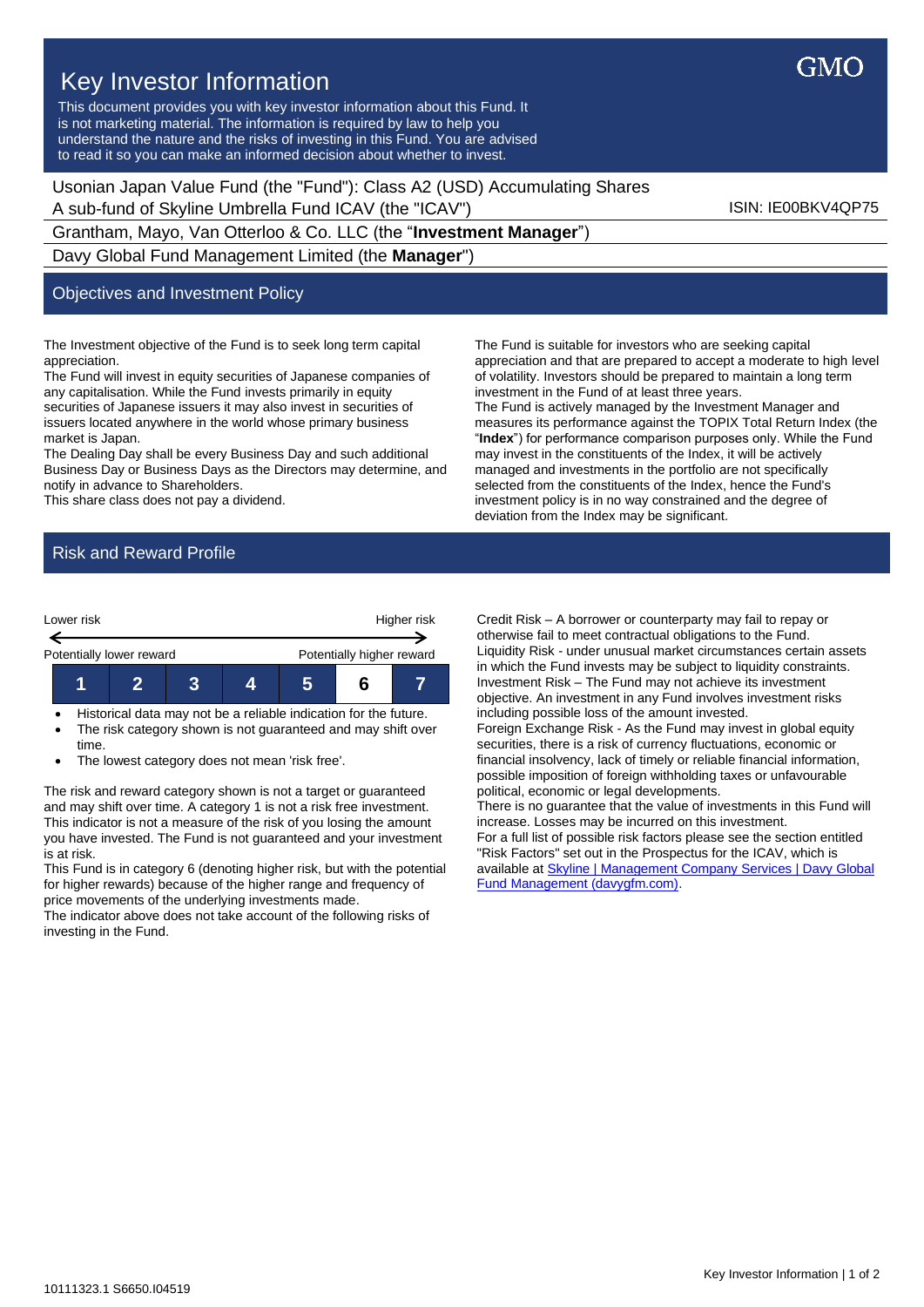# Key Investor Information

This document provides you with key investor information about this Fund. It is not marketing material. The information is required by law to help you understand the nature and the risks of investing in this Fund. You are advised to read it so you can make an informed decision about whether to invest.

GMO

Usonian Japan Value Fund (the "Fund"): Class A2 (USD) Accumulating Shares
A sub-fund of Skyline Umbrella Fund ICAV (the "ICAV")

ISIN: IE00BKV4QP75

Grantham, Mayo, Van Otterloo & Co. LLC (the "**Investment Manager**")

Davy Global Fund Management Limited (the **Manager**")

## Objectives and Investment Policy

The Investment objective of the Fund is to seek long term capital appreciation.

The Fund will invest in equity securities of Japanese companies of any capitalisation. While the Fund invests primarily in equity securities of Japanese issuers it may also invest in securities of issuers located anywhere in the world whose primary business market is Japan.

The Dealing Day shall be every Business Day and such additional Business Day or Business Days as the Directors may determine, and notify in advance to Shareholders.

This share class does not pay a dividend.

The Fund is suitable for investors who are seeking capital appreciation and that are prepared to accept a moderate to high level of volatility. Investors should be prepared to maintain a long term investment in the Fund of at least three years.

The Fund is actively managed by the Investment Manager and measures its performance against the TOPIX Total Return Index (the "**Index**") for performance comparison purposes only. While the Fund may invest in the constituents of the Index, it will be actively managed and investments in the portfolio are not specifically selected from the constituents of the Index, hence the Fund's investment policy is in no way constrained and the degree of deviation from the Index may be significant.

## Risk and Reward Profile

| Lower risk | | | | | | Higher risk |
|---|---|---|---|---|---|---|
| Potentially lower reward | | | | | | Potentially higher reward |
| 1 | 2 | 3 | 4 | 5 | **6** | 7 |

- Historical data may not be a reliable indication for the future.
- The risk category shown is not guaranteed and may shift over time.
- The lowest category does not mean 'risk free'.

The risk and reward category shown is not a target or guaranteed and may shift over time. A category 1 is not a risk free investment. This indicator is not a measure of the risk of you losing the amount you have invested. The Fund is not guaranteed and your investment is at risk.

This Fund is in category 6 (denoting higher risk, but with the potential for higher rewards) because of the higher range and frequency of price movements of the underlying investments made.

The indicator above does not take account of the following risks of investing in the Fund.

Credit Risk – A borrower or counterparty may fail to repay or otherwise fail to meet contractual obligations to the Fund.

Liquidity Risk - under unusual market circumstances certain assets in which the Fund invests may be subject to liquidity constraints.

Investment Risk – The Fund may not achieve its investment objective. An investment in any Fund involves investment risks including possible loss of the amount invested.

Foreign Exchange Risk - As the Fund may invest in global equity securities, there is a risk of currency fluctuations, economic or financial insolvency, lack of timely or reliable financial information, possible imposition of foreign withholding taxes or unfavourable political, economic or legal developments.

There is no guarantee that the value of investments in this Fund will increase. Losses may be incurred on this investment.

For a full list of possible risk factors please see the section entitled "Risk Factors" set out in the Prospectus for the ICAV, which is available at [Skyline | Management Company Services | Davy Global Fund Management (davygfm.com)](davygfm.com).

10111323.1 S6650.I04519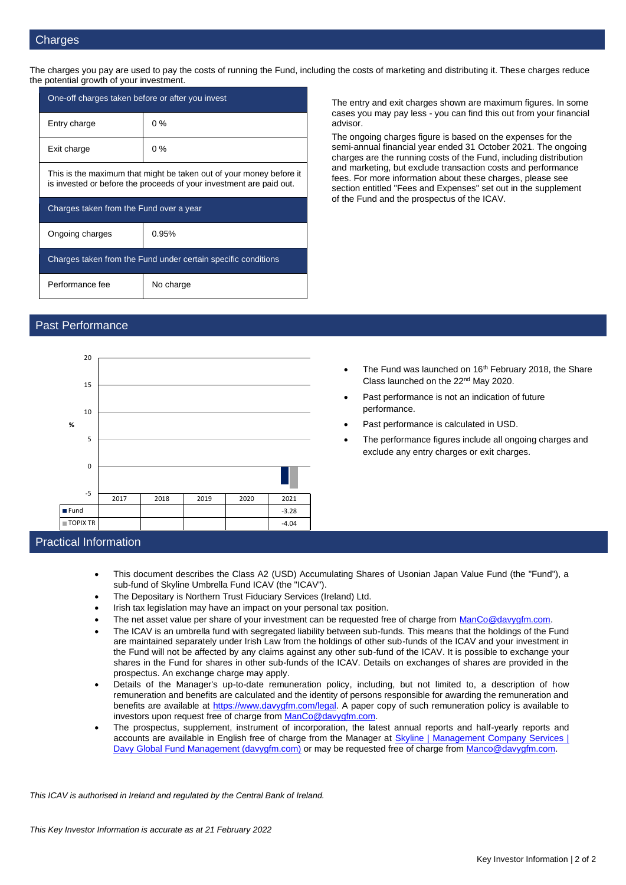## Charges

The charges you pay are used to pay the costs of running the Fund, including the costs of marketing and distributing it. These charges reduce the potential growth of your investment.

| One-off charges taken before or after you invest | |
|---|---|
| Entry charge | 0 % |
| Exit charge | 0 % |
| This is the maximum that might be taken out of your money before it is invested or before the proceeds of your investment are paid out. | |
| **Charges taken from the Fund over a year** | |
| Ongoing charges | 0.95% |
| **Charges taken from the Fund under certain specific conditions** | |
| Performance fee | No charge |

The entry and exit charges shown are maximum figures. In some cases you may pay less - you can find this out from your financial advisor.

The ongoing charges figure is based on the expenses for the semi-annual financial year ended 31 October 2021. The ongoing charges are the running costs of the Fund, including distribution and marketing, but exclude transaction costs and performance fees. For more information about these charges, please see section entitled "Fees and Expenses" set out in the supplement of the Fund and the prospectus of the ICAV.

## Past Performance

20
15
10
%
5
0
-5
2017 2018 2019 2020 2021
Fund -3.28
TOPIX TR -4.04

- The Fund was launched on 16th February 2018, the Share Class launched on the 22nd May 2020.
- Past performance is not an indication of future performance.
- Past performance is calculated in USD.
- The performance figures include all ongoing charges and exclude any entry charges or exit charges.

## Practical Information

- This document describes the Class A2 (USD) Accumulating Shares of Usonian Japan Value Fund (the "Fund"), a sub-fund of Skyline Umbrella Fund ICAV (the "ICAV").
- The Depositary is Northern Trust Fiduciary Services (Ireland) Ltd.
- Irish tax legislation may have an impact on your personal tax position.
- The net asset value per share of your investment can be requested free of charge from ManCo@davygfm.com.
- The ICAV is an umbrella fund with segregated liability between sub-funds. This means that the holdings of the Fund are maintained separately under Irish Law from the holdings of other sub-funds of the ICAV and your investment in the Fund will not be affected by any claims against any other sub-fund of the ICAV. It is possible to exchange your shares in the Fund for shares in other sub-funds of the ICAV. Details on exchanges of shares are provided in the prospectus. An exchange charge may apply.
- Details of the Manager's up-to-date remuneration policy, including, but not limited to, a description of how remuneration and benefits are calculated and the identity of persons responsible for awarding the remuneration and benefits are available at https://www.davygfm.com/legal. A paper copy of such remuneration policy is available to investors upon request free of charge from ManCo@davygfm.com.
- The prospectus, supplement, instrument of incorporation, the latest annual reports and half-yearly reports and accounts are available in English free of charge from the Manager at Skyline | Management Company Services | Davy Global Fund Management (davygfm.com) or may be requested free of charge from Manco@davygfm.com.

*This ICAV is authorised in Ireland and regulated by the Central Bank of Ireland.*

*This Key Investor Information is accurate as at 21 February 2022*